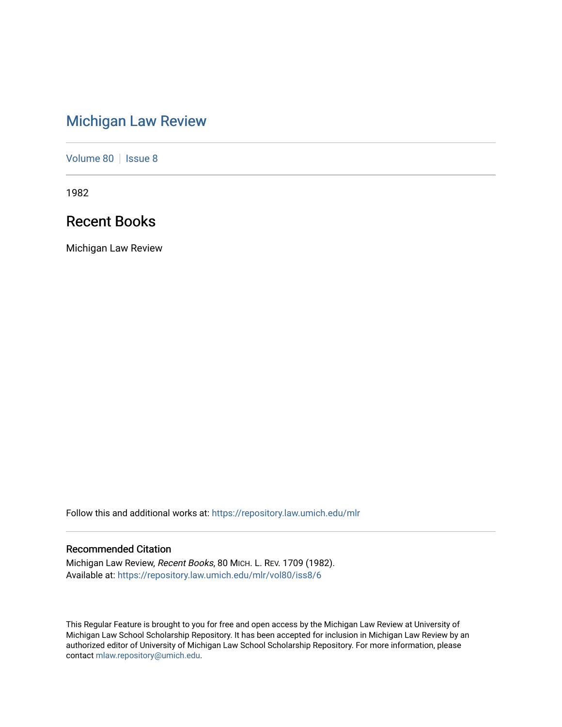# Michigan Law Review

Volume 80 | Issue 8

1982

## Recent Books

Michigan Law Review

Follow this and additional works at: https://repository.law.umich.edu/mlr

### Recommended Citation

Michigan Law Review, *Recent Books*, 80 MICH. L. REV. 1709 (1982).
Available at: https://repository.law.umich.edu/mlr/vol80/iss8/6

This Regular Feature is brought to you for free and open access by the Michigan Law Review at University of Michigan Law School Scholarship Repository. It has been accepted for inclusion in Michigan Law Review by an authorized editor of University of Michigan Law School Scholarship Repository. For more information, please contact mlaw.repository@umich.edu.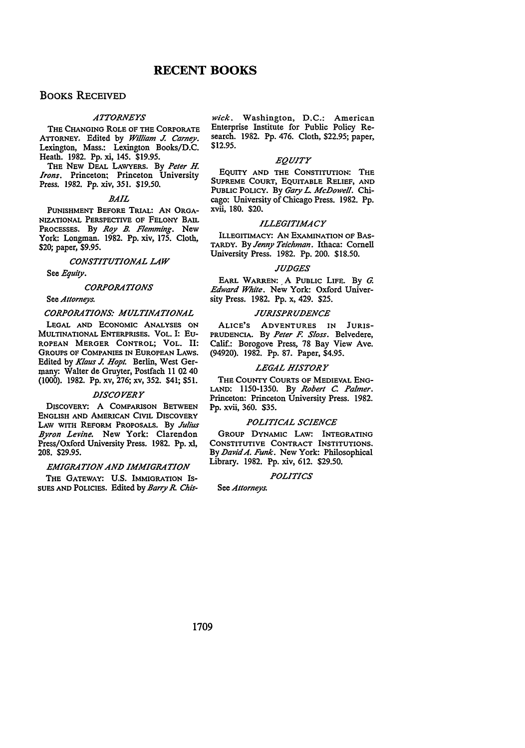# RECENT BOOKS

## BOOKS RECEIVED

### *ATTORNEYS*

THE CHANGING ROLE OF THE CORPORATE ATTORNEY. Edited by *William J. Carney*. Lexington, Mass.: Lexington Books/D.C. Heath. 1982. Pp. xi, 145. $19.95.

THE NEW DEAL LAWYERS. By *Peter H. Irons*. Princeton: Princeton University Press. 1982. Pp. xiv, 351. $19.50.

### *BAIL*

PUNISHMENT BEFORE TRIAL: AN ORGANIZATIONAL PERSPECTIVE OF FELONY BAIL PROCESSES. By *Roy B. Flemming*. New York: Longman. 1982. Pp. xiv, 175. Cloth, $20; paper, $9.95.

### *CONSTITUTIONAL LAW*

See *Equity*.

### *CORPORATIONS*

See *Attorneys*.

### *CORPORATIONS: MULTINATIONAL*

LEGAL AND ECONOMIC ANALYSES ON MULTINATIONAL ENTERPRISES. VOL. I: EUROPEAN MERGER CONTROL; VOL. II: GROUPS OF COMPANIES IN EUROPEAN LAWS. Edited by *Klaus J. Hopt*. Berlin, West Germany: Walter de Gruyter, Postfach 11 02 40 (1000). 1982. Pp. xv, 276; xv, 352. $41; $51.

### *DISCOVERY*

DISCOVERY: A COMPARISON BETWEEN ENGLISH AND AMERICAN CIVIL DISCOVERY LAW WITH REFORM PROPOSALS. By *Julius Byron Levine*. New York: Clarendon Press/Oxford University Press. 1982. Pp. xl, 208. $29.95.

### *EMIGRATION AND IMMIGRATION*

THE GATEWAY: U.S. IMMIGRATION ISSUES AND POLICIES. Edited by *Barry R. Chiswick*. Washington, D.C.: American Enterprise Institute for Public Policy Research. 1982. Pp. 476. Cloth, $22.95; paper, $12.95.

### *EQUITY*

EQUITY AND THE CONSTITUTION: THE SUPREME COURT, EQUITABLE RELIEF, AND PUBLIC POLICY. By *Gary L. McDowell*. Chicago: University of Chicago Press. 1982. Pp. xvii, 180. $20.

### *ILLEGITIMACY*

ILLEGITIMACY: AN EXAMINATION OF BASTARDY. By *Jenny Teichman*. Ithaca: Cornell University Press. 1982. Pp. 200. $18.50.

### *JUDGES*

EARL WARREN: A PUBLIC LIFE. By *G. Edward White*. New York: Oxford University Press. 1982. Pp. x, 429. $25.

### *JURISPRUDENCE*

ALICE'S ADVENTURES IN JURISPRUDENCIA. By *Peter F. Sloss*. Belvedere, Calif.: Borogove Press, 78 Bay View Ave. (94920). 1982. Pp. 87. Paper, $4.95.

### *LEGAL HISTORY*

THE COUNTY COURTS OF MEDIEVAL ENGLAND: 1150-1350. By *Robert C. Palmer*. Princeton: Princeton University Press. 1982. Pp. xvii, 360. $35.

### *POLITICAL SCIENCE*

GROUP DYNAMIC LAW: INTEGRATING CONSTITUTIVE CONTRACT INSTITUTIONS. By *David A. Funk*. New York: Philosophical Library. 1982. Pp. xiv, 612. $29.50.

### *POLITICS*

See *Attorneys*.